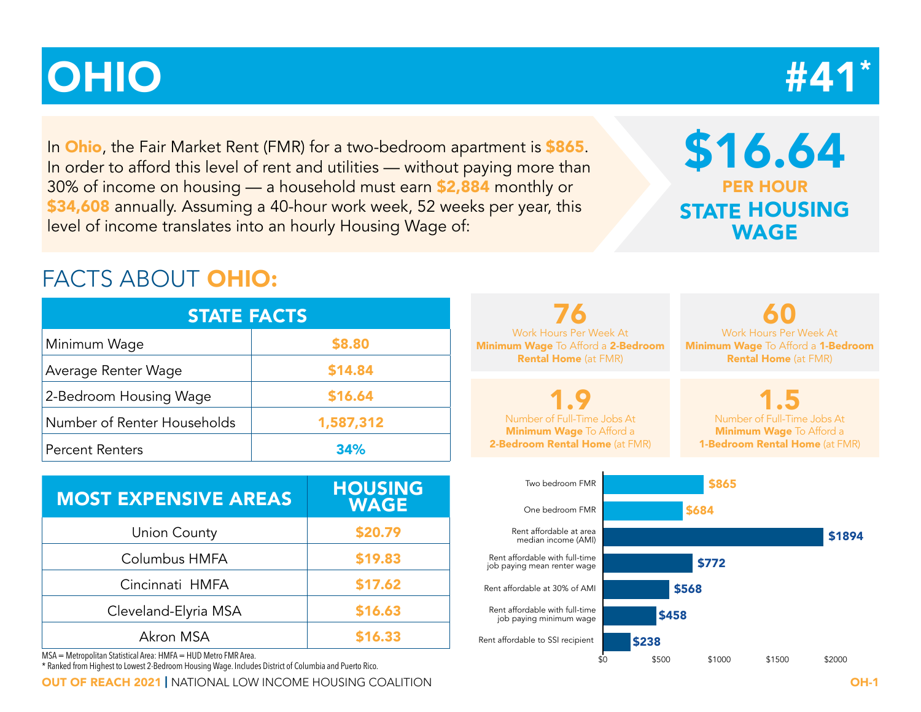# OHIO

# #41*

In **Ohio**, the Fair Market Rent (FMR) for a two-bedroom apartment is **$865**. In order to afford this level of rent and utilities — without paying more than 30% of income on housing — a household must earn **$2,884** monthly or **$34,608** annually. Assuming a 40-hour work week, 52 weeks per year, this level of income translates into an hourly Housing Wage of:

**$16.64**
**PER HOUR**
**STATE HOUSING WAGE**

## FACTS ABOUT OHIO:

| STATE FACTS | |
|---|---|
| Minimum Wage | $8.80 |
| Average Renter Wage | $14.84 |
| 2-Bedroom Housing Wage | $16.64 |
| Number of Renter Households | 1,587,312 |
| Percent Renters | 34% |

**76** Work Hours Per Week At **Minimum Wage** To Afford a **2-Bedroom Rental Home** (at FMR)

**60** Work Hours Per Week At **Minimum Wage** To Afford a **1-Bedroom Rental Home** (at FMR)

**1.9** Number of Full-Time Jobs At **Minimum Wage** To Afford a **2-Bedroom Rental Home** (at FMR)

**1.5** Number of Full-Time Jobs At **Minimum Wage** To Afford a **1-Bedroom Rental Home** (at FMR)

| MOST EXPENSIVE AREAS | HOUSING WAGE |
|---|---|
| Union County | $20.79 |
| Columbus HMFA | $19.83 |
| Cincinnati HMFA | $17.62 |
| Cleveland-Elyria MSA | $16.63 |
| Akron MSA | $16.33 |

Two bedroom FMR $865
One bedroom FMR $684
Rent affordable at area median income (AMI) $1894
Rent affordable with full-time job paying mean renter wage $772
Rent affordable at 30% of AMI $568
Rent affordable with full-time job paying minimum wage $458
Rent affordable to SSI recipient $238
$0 $500 $1000 $1500 $2000

MSA = Metropolitan Statistical Area: HMFA = HUD Metro FMR Area.
* Ranked from Highest to Lowest 2-Bedroom Housing Wage. Includes District of Columbia and Puerto Rico.

OUT OF REACH 2021 | NATIONAL LOW INCOME HOUSING COALITION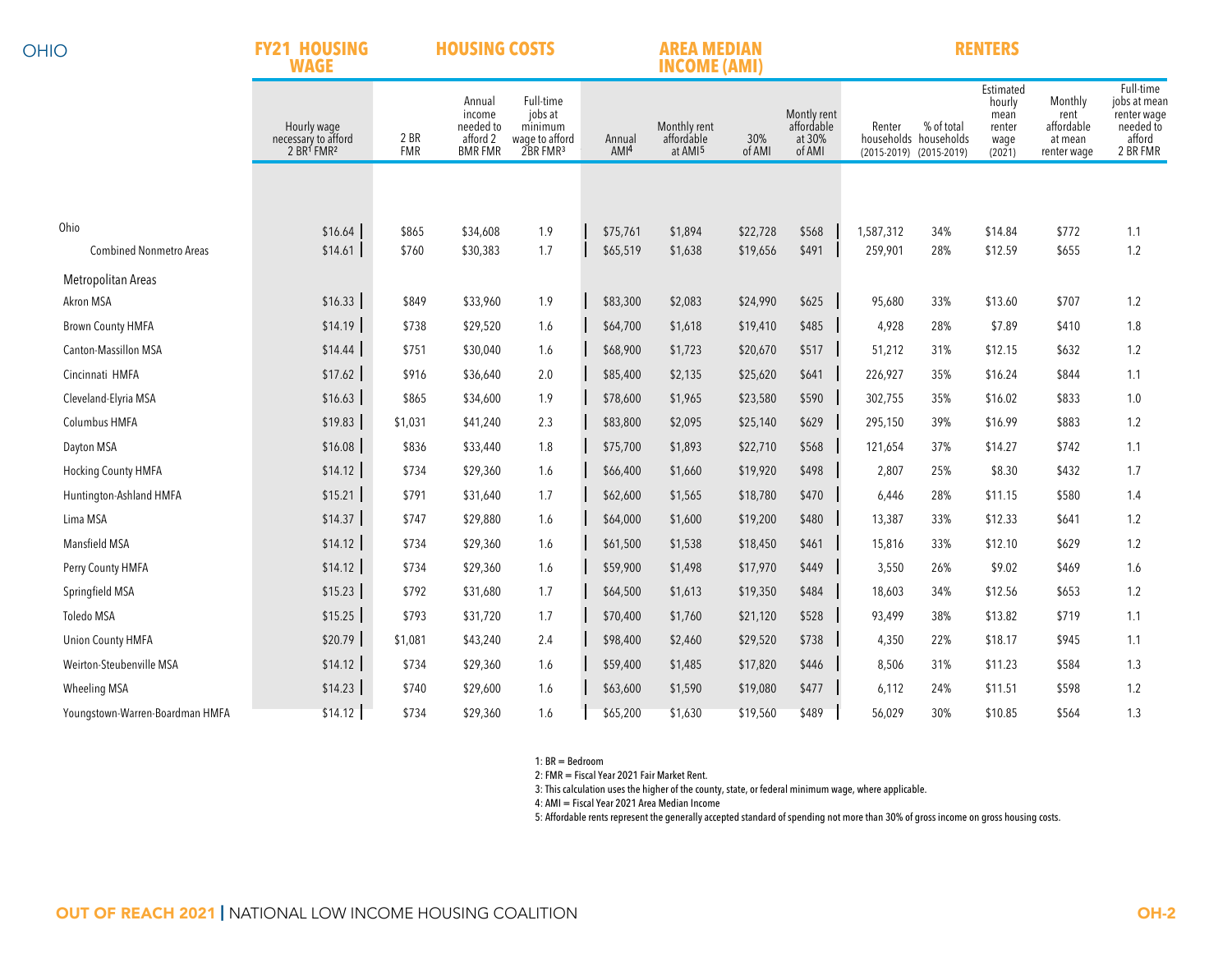# OHIO

| | FY21 HOUSING WAGE | HOUSING COSTS | | | AREA MEDIAN INCOME (AMI) | | | | RENTERS | | | | |
|---|---|---|---|---|---|---|---|---|---|---|---|---|---|
| | Hourly wage necessary to afford 2 BR[1] FMR[2] | 2 BR FMR | Annual income needed to afford 2 BMR FMR | Full-time jobs at minimum wage to afford 2BR FMR[3] | Annual AMI[4] | Monthly rent affordable at AMI[5] | 30% of AMI | Montly rent affordable at 30% of AMI | Renter households (2015-2019) | % of total households (2015-2019) | Estimated hourly mean renter wage (2021) | Monthly rent affordable at mean renter wage | Full-time jobs at mean renter wage needed to afford 2 BR FMR |
| Ohio | $16.64 | $865 | $34,608 | 1.9 | $75,761 | $1,894 | $22,728 | $568 | 1,587,312 | 34% | $14.84 | $772 | 1.1 |
| Combined Nonmetro Areas | $14.61 | $760 | $30,383 | 1.7 | $65,519 | $1,638 | $19,656 | $491 | 259,901 | 28% | $12.59 | $655 | 1.2 |
| **Metropolitan Areas** | | | | | | | | | | | | | |
| Akron MSA | $16.33 | $849 | $33,960 | 1.9 | $83,300 | $2,083 | $24,990 | $625 | 95,680 | 33% | $13.60 | $707 | 1.2 |
| Brown County HMFA | $14.19 | $738 | $29,520 | 1.6 | $64,700 | $1,618 | $19,410 | $485 | 4,928 | 28% | $7.89 | $410 | 1.8 |
| Canton-Massillon MSA | $14.44 | $751 | $30,040 | 1.6 | $68,900 | $1,723 | $20,670 | $517 | 51,212 | 31% | $12.15 | $632 | 1.2 |
| Cincinnati HMFA | $17.62 | $916 | $36,640 | 2.0 | $85,400 | $2,135 | $25,620 | $641 | 226,927 | 35% | $16.24 | $844 | 1.1 |
| Cleveland-Elyria MSA | $16.63 | $865 | $34,600 | 1.9 | $78,600 | $1,965 | $23,580 | $590 | 302,755 | 35% | $16.02 | $833 | 1.0 |
| Columbus HMFA | $19.83 | $1,031 | $41,240 | 2.3 | $83,800 | $2,095 | $25,140 | $629 | 295,150 | 39% | $16.99 | $883 | 1.2 |
| Dayton MSA | $16.08 | $836 | $33,440 | 1.8 | $75,700 | $1,893 | $22,710 | $568 | 121,654 | 37% | $14.27 | $742 | 1.1 |
| Hocking County HMFA | $14.12 | $734 | $29,360 | 1.6 | $66,400 | $1,660 | $19,920 | $498 | 2,807 | 25% | $8.30 | $432 | 1.7 |
| Huntington-Ashland HMFA | $15.21 | $791 | $31,640 | 1.7 | $62,600 | $1,565 | $18,780 | $470 | 6,446 | 28% | $11.15 | $580 | 1.4 |
| Lima MSA | $14.37 | $747 | $29,880 | 1.6 | $64,000 | $1,600 | $19,200 | $480 | 13,387 | 33% | $12.33 | $641 | 1.2 |
| Mansfield MSA | $14.12 | $734 | $29,360 | 1.6 | $61,500 | $1,538 | $18,450 | $461 | 15,816 | 33% | $12.10 | $629 | 1.2 |
| Perry County HMFA | $14.12 | $734 | $29,360 | 1.6 | $59,900 | $1,498 | $17,970 | $449 | 3,550 | 26% | $9.02 | $469 | 1.6 |
| Springfield MSA | $15.23 | $792 | $31,680 | 1.7 | $64,500 | $1,613 | $19,350 | $484 | 18,603 | 34% | $12.56 | $653 | 1.2 |
| Toledo MSA | $15.25 | $793 | $31,720 | 1.7 | $70,400 | $1,760 | $21,120 | $528 | 93,499 | 38% | $13.82 | $719 | 1.1 |
| Union County HMFA | $20.79 | $1,081 | $43,240 | 2.4 | $98,400 | $2,460 | $29,520 | $738 | 4,350 | 22% | $18.17 | $945 | 1.1 |
| Weirton-Steubenville MSA | $14.12 | $734 | $29,360 | 1.6 | $59,400 | $1,485 | $17,820 | $446 | 8,506 | 31% | $11.23 | $584 | 1.3 |
| Wheeling MSA | $14.23 | $740 | $29,600 | 1.6 | $63,600 | $1,590 | $19,080 | $477 | 6,112 | 24% | $11.51 | $598 | 1.2 |
| Youngstown-Warren-Boardman HMFA | $14.12 | $734 | $29,360 | 1.6 | $65,200 | $1,630 | $19,560 | $489 | 56,029 | 30% | $10.85 | $564 | 1.3 |

1: BR = Bedroom

2: FMR = Fiscal Year 2021 Fair Market Rent.

3: This calculation uses the higher of the county, state, or federal minimum wage, where applicable.

4: AMI = Fiscal Year 2021 Area Median Income

5: Affordable rents represent the generally accepted standard of spending not more than 30% of gross income on gross housing costs.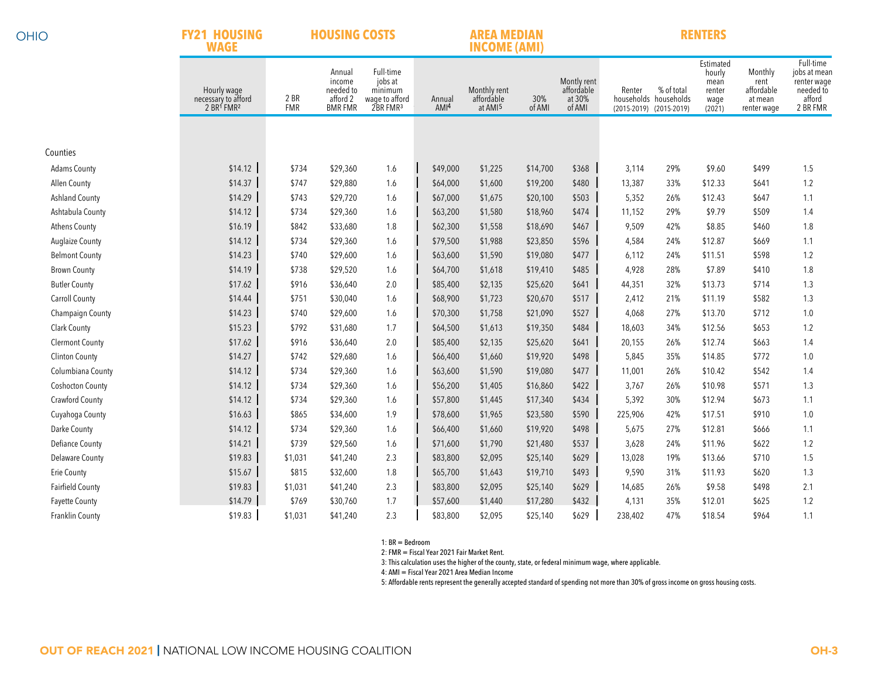# OHIO

| | FY21 HOUSING WAGE | HOUSING COSTS | | | AREA MEDIAN INCOME (AMI) | | | | RENTERS | | | | |
|---|---|---|---|---|---|---|---|---|---|---|---|---|---|
| | Hourly wage necessary to afford 2 BR[1] FMR[2] | 2 BR FMR | Annual income needed to afford 2 BMR FMR | Full-time jobs at minimum wage to afford 2BR FMR[3] | Annual AMI[4] | Monthly rent affordable at AMI[5] | 30% of AMI | Montly rent affordable at 30% of AMI | Renter households (2015-2019) | % of total households (2015-2019) | Estimated hourly mean renter wage (2021) | Monthly rent affordable at mean renter wage | Full-time jobs at mean renter wage needed to afford 2 BR FMR |
| **Counties** | | | | | | | | | | | | | |
| Adams County | $14.12 | $734 | $29,360 | 1.6 | $49,000 | $1,225 | $14,700 | $368 | 3,114 | 29% | $9.60 | $499 | 1.5 |
| Allen County | $14.37 | $747 | $29,880 | 1.6 | $64,000 | $1,600 | $19,200 | $480 | 13,387 | 33% | $12.33 | $641 | 1.2 |
| Ashland County | $14.29 | $743 | $29,720 | 1.6 | $67,000 | $1,675 | $20,100 | $503 | 5,352 | 26% | $12.43 | $647 | 1.1 |
| Ashtabula County | $14.12 | $734 | $29,360 | 1.6 | $63,200 | $1,580 | $18,960 | $474 | 11,152 | 29% | $9.79 | $509 | 1.4 |
| Athens County | $16.19 | $842 | $33,680 | 1.8 | $62,300 | $1,558 | $18,690 | $467 | 9,509 | 42% | $8.85 | $460 | 1.8 |
| Auglaize County | $14.12 | $734 | $29,360 | 1.6 | $79,500 | $1,988 | $23,850 | $596 | 4,584 | 24% | $12.87 | $669 | 1.1 |
| Belmont County | $14.23 | $740 | $29,600 | 1.6 | $63,600 | $1,590 | $19,080 | $477 | 6,112 | 24% | $11.51 | $598 | 1.2 |
| Brown County | $14.19 | $738 | $29,520 | 1.6 | $64,700 | $1,618 | $19,410 | $485 | 4,928 | 28% | $7.89 | $410 | 1.8 |
| Butler County | $17.62 | $916 | $36,640 | 2.0 | $85,400 | $2,135 | $25,620 | $641 | 44,351 | 32% | $13.73 | $714 | 1.3 |
| Carroll County | $14.44 | $751 | $30,040 | 1.6 | $68,900 | $1,723 | $20,670 | $517 | 2,412 | 21% | $11.19 | $582 | 1.3 |
| Champaign County | $14.23 | $740 | $29,600 | 1.6 | $70,300 | $1,758 | $21,090 | $527 | 4,068 | 27% | $13.70 | $712 | 1.0 |
| Clark County | $15.23 | $792 | $31,680 | 1.7 | $64,500 | $1,613 | $19,350 | $484 | 18,603 | 34% | $12.56 | $653 | 1.2 |
| Clermont County | $17.62 | $916 | $36,640 | 2.0 | $85,400 | $2,135 | $25,620 | $641 | 20,155 | 26% | $12.74 | $663 | 1.4 |
| Clinton County | $14.27 | $742 | $29,680 | 1.6 | $66,400 | $1,660 | $19,920 | $498 | 5,845 | 35% | $14.85 | $772 | 1.0 |
| Columbiana County | $14.12 | $734 | $29,360 | 1.6 | $63,600 | $1,590 | $19,080 | $477 | 11,001 | 26% | $10.42 | $542 | 1.4 |
| Coshocton County | $14.12 | $734 | $29,360 | 1.6 | $56,200 | $1,405 | $16,860 | $422 | 3,767 | 26% | $10.98 | $571 | 1.3 |
| Crawford County | $14.12 | $734 | $29,360 | 1.6 | $57,800 | $1,445 | $17,340 | $434 | 5,392 | 30% | $12.94 | $673 | 1.1 |
| Cuyahoga County | $16.63 | $865 | $34,600 | 1.9 | $78,600 | $1,965 | $23,580 | $590 | 225,906 | 42% | $17.51 | $910 | 1.0 |
| Darke County | $14.12 | $734 | $29,360 | 1.6 | $66,400 | $1,660 | $19,920 | $498 | 5,675 | 27% | $12.81 | $666 | 1.1 |
| Defiance County | $14.21 | $739 | $29,560 | 1.6 | $71,600 | $1,790 | $21,480 | $537 | 3,628 | 24% | $11.96 | $622 | 1.2 |
| Delaware County | $19.83 | $1,031 | $41,240 | 2.3 | $83,800 | $2,095 | $25,140 | $629 | 13,028 | 19% | $13.66 | $710 | 1.5 |
| Erie County | $15.67 | $815 | $32,600 | 1.8 | $65,700 | $1,643 | $19,710 | $493 | 9,590 | 31% | $11.93 | $620 | 1.3 |
| Fairfield County | $19.83 | $1,031 | $41,240 | 2.3 | $83,800 | $2,095 | $25,140 | $629 | 14,685 | 26% | $9.58 | $498 | 2.1 |
| Fayette County | $14.79 | $769 | $30,760 | 1.7 | $57,600 | $1,440 | $17,280 | $432 | 4,131 | 35% | $12.01 | $625 | 1.2 |
| Franklin County | $19.83 | $1,031 | $41,240 | 2.3 | $83,800 | $2,095 | $25,140 | $629 | 238,402 | 47% | $18.54 | $964 | 1.1 |

1: BR = Bedroom

2: FMR = Fiscal Year 2021 Fair Market Rent.

3: This calculation uses the higher of the county, state, or federal minimum wage, where applicable.

4: AMI = Fiscal Year 2021 Area Median Income

5: Affordable rents represent the generally accepted standard of spending not more than 30% of gross income on gross housing costs.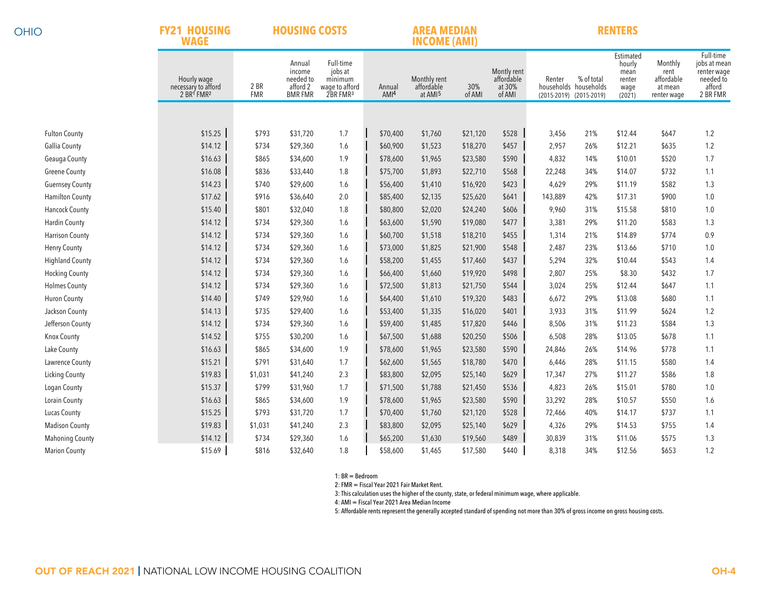OHIO

| | FY21 HOUSING WAGE | HOUSING COSTS | | | AREA MEDIAN INCOME (AMI) | | | | RENTERS | | | | |
|---|---|---|---|---|---|---|---|---|---|---|---|---|---|
| | Hourly wage necessary to afford 2 BR[1] FMR[2] | 2 BR FMR | Annual income needed to afford 2 BMR FMR | Full-time jobs at minimum wage to afford 2BR FMR[3] | Annual AMI[4] | Monthly rent affordable at AMI[5] | 30% of AMI | Montly rent affordable at 30% of AMI | Renter households (2015-2019) | % of total households (2015-2019) | Estimated hourly mean renter wage (2021) | Monthly rent affordable at mean renter wage | Full-time jobs at mean renter wage needed to afford 2 BR FMR |
| Fulton County | $15.25 | $793 | $31,720 | 1.7 | $70,400 | $1,760 | $21,120 | $528 | 3,456 | 21% | $12.44 | $647 | 1.2 |
| Gallia County | $14.12 | $734 | $29,360 | 1.6 | $60,900 | $1,523 | $18,270 | $457 | 2,957 | 26% | $12.21 | $635 | 1.2 |
| Geauga County | $16.63 | $865 | $34,600 | 1.9 | $78,600 | $1,965 | $23,580 | $590 | 4,832 | 14% | $10.01 | $520 | 1.7 |
| Greene County | $16.08 | $836 | $33,440 | 1.8 | $75,700 | $1,893 | $22,710 | $568 | 22,248 | 34% | $14.07 | $732 | 1.1 |
| Guernsey County | $14.23 | $740 | $29,600 | 1.6 | $56,400 | $1,410 | $16,920 | $423 | 4,629 | 29% | $11.19 | $582 | 1.3 |
| Hamilton County | $17.62 | $916 | $36,640 | 2.0 | $85,400 | $2,135 | $25,620 | $641 | 143,889 | 42% | $17.31 | $900 | 1.0 |
| Hancock County | $15.40 | $801 | $32,040 | 1.8 | $80,800 | $2,020 | $24,240 | $606 | 9,960 | 31% | $15.58 | $810 | 1.0 |
| Hardin County | $14.12 | $734 | $29,360 | 1.6 | $63,600 | $1,590 | $19,080 | $477 | 3,381 | 29% | $11.20 | $583 | 1.3 |
| Harrison County | $14.12 | $734 | $29,360 | 1.6 | $60,700 | $1,518 | $18,210 | $455 | 1,314 | 21% | $14.89 | $774 | 0.9 |
| Henry County | $14.12 | $734 | $29,360 | 1.6 | $73,000 | $1,825 | $21,900 | $548 | 2,487 | 23% | $13.66 | $710 | 1.0 |
| Highland County | $14.12 | $734 | $29,360 | 1.6 | $58,200 | $1,455 | $17,460 | $437 | 5,294 | 32% | $10.44 | $543 | 1.4 |
| Hocking County | $14.12 | $734 | $29,360 | 1.6 | $66,400 | $1,660 | $19,920 | $498 | 2,807 | 25% | $8.30 | $432 | 1.7 |
| Holmes County | $14.12 | $734 | $29,360 | 1.6 | $72,500 | $1,813 | $21,750 | $544 | 3,024 | 25% | $12.44 | $647 | 1.1 |
| Huron County | $14.40 | $749 | $29,960 | 1.6 | $64,400 | $1,610 | $19,320 | $483 | 6,672 | 29% | $13.08 | $680 | 1.1 |
| Jackson County | $14.13 | $735 | $29,400 | 1.6 | $53,400 | $1,335 | $16,020 | $401 | 3,933 | 31% | $11.99 | $624 | 1.2 |
| Jefferson County | $14.12 | $734 | $29,360 | 1.6 | $59,400 | $1,485 | $17,820 | $446 | 8,506 | 31% | $11.23 | $584 | 1.3 |
| Knox County | $14.52 | $755 | $30,200 | 1.6 | $67,500 | $1,688 | $20,250 | $506 | 6,508 | 28% | $13.05 | $678 | 1.1 |
| Lake County | $16.63 | $865 | $34,600 | 1.9 | $78,600 | $1,965 | $23,580 | $590 | 24,846 | 26% | $14.96 | $778 | 1.1 |
| Lawrence County | $15.21 | $791 | $31,640 | 1.7 | $62,600 | $1,565 | $18,780 | $470 | 6,446 | 28% | $11.15 | $580 | 1.4 |
| Licking County | $19.83 | $1,031 | $41,240 | 2.3 | $83,800 | $2,095 | $25,140 | $629 | 17,347 | 27% | $11.27 | $586 | 1.8 |
| Logan County | $15.37 | $799 | $31,960 | 1.7 | $71,500 | $1,788 | $21,450 | $536 | 4,823 | 26% | $15.01 | $780 | 1.0 |
| Lorain County | $16.63 | $865 | $34,600 | 1.9 | $78,600 | $1,965 | $23,580 | $590 | 33,292 | 28% | $10.57 | $550 | 1.6 |
| Lucas County | $15.25 | $793 | $31,720 | 1.7 | $70,400 | $1,760 | $21,120 | $528 | 72,466 | 40% | $14.17 | $737 | 1.1 |
| Madison County | $19.83 | $1,031 | $41,240 | 2.3 | $83,800 | $2,095 | $25,140 | $629 | 4,326 | 29% | $14.53 | $755 | 1.4 |
| Mahoning County | $14.12 | $734 | $29,360 | 1.6 | $65,200 | $1,630 | $19,560 | $489 | 30,839 | 31% | $11.06 | $575 | 1.3 |
| Marion County | $15.69 | $816 | $32,640 | 1.8 | $58,600 | $1,465 | $17,580 | $440 | 8,318 | 34% | $12.56 | $653 | 1.2 |

1: BR = Bedroom

2: FMR = Fiscal Year 2021 Fair Market Rent.

3: This calculation uses the higher of the county, state, or federal minimum wage, where applicable.

4: AMI = Fiscal Year 2021 Area Median Income

5: Affordable rents represent the generally accepted standard of spending not more than 30% of gross income on gross housing costs.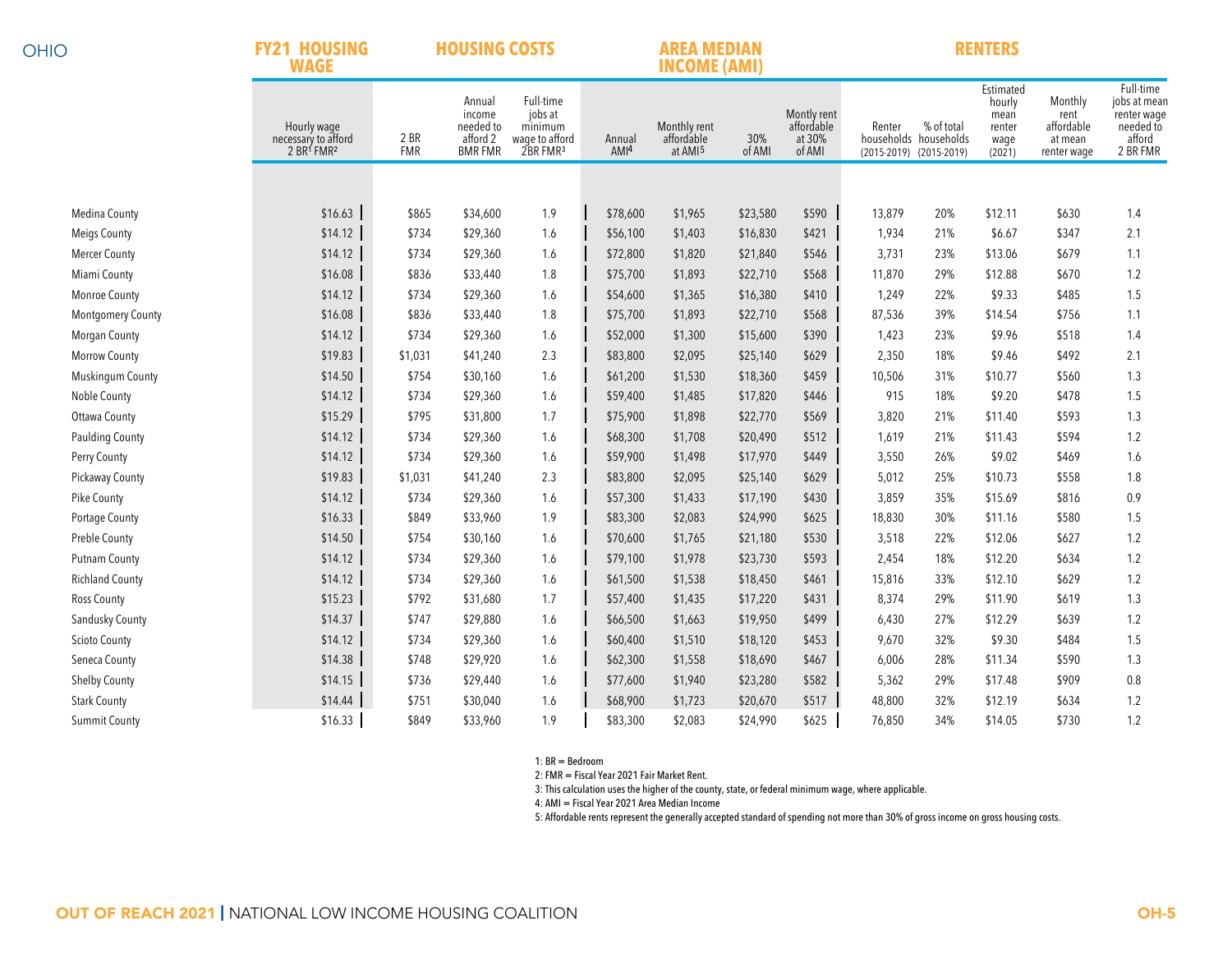OHIO

| | FY21 HOUSING WAGE | HOUSING COSTS | | | AREA MEDIAN INCOME (AMI) | | | | RENTERS | | | | |
|---|---|---|---|---|---|---|---|---|---|---|---|---|---|
| | Hourly wage necessary to afford 2 BR[1] FMR[2] | 2 BR FMR | Annual income needed to afford 2 BMR FMR | Full-time jobs at minimum wage to afford 2BR FMR[3] | Annual AMI[4] | Monthly rent affordable at AMI[5] | 30% of AMI | Montly rent affordable at 30% of AMI | Renter households (2015-2019) | % of total households (2015-2019) | Estimated hourly mean renter wage (2021) | Monthly rent affordable at mean renter wage | Full-time jobs at mean renter wage needed to afford 2 BR FMR |
| Medina County | $16.63 | $865 | $34,600 | 1.9 | $78,600 | $1,965 | $23,580 | $590 | 13,879 | 20% | $12.11 | $630 | 1.4 |
| Meigs County | $14.12 | $734 | $29,360 | 1.6 | $56,100 | $1,403 | $16,830 | $421 | 1,934 | 21% | $6.67 | $347 | 2.1 |
| Mercer County | $14.12 | $734 | $29,360 | 1.6 | $72,800 | $1,820 | $21,840 | $546 | 3,731 | 23% | $13.06 | $679 | 1.1 |
| Miami County | $16.08 | $836 | $33,440 | 1.8 | $75,700 | $1,893 | $22,710 | $568 | 11,870 | 29% | $12.88 | $670 | 1.2 |
| Monroe County | $14.12 | $734 | $29,360 | 1.6 | $54,600 | $1,365 | $16,380 | $410 | 1,249 | 22% | $9.33 | $485 | 1.5 |
| Montgomery County | $16.08 | $836 | $33,440 | 1.8 | $75,700 | $1,893 | $22,710 | $568 | 87,536 | 39% | $14.54 | $756 | 1.1 |
| Morgan County | $14.12 | $734 | $29,360 | 1.6 | $52,000 | $1,300 | $15,600 | $390 | 1,423 | 23% | $9.96 | $518 | 1.4 |
| Morrow County | $19.83 | $1,031 | $41,240 | 2.3 | $83,800 | $2,095 | $25,140 | $629 | 2,350 | 18% | $9.46 | $492 | 2.1 |
| Muskingum County | $14.50 | $754 | $30,160 | 1.6 | $61,200 | $1,530 | $18,360 | $459 | 10,506 | 31% | $10.77 | $560 | 1.3 |
| Noble County | $14.12 | $734 | $29,360 | 1.6 | $59,400 | $1,485 | $17,820 | $446 | 915 | 18% | $9.20 | $478 | 1.5 |
| Ottawa County | $15.29 | $795 | $31,800 | 1.7 | $75,900 | $1,898 | $22,770 | $569 | 3,820 | 21% | $11.40 | $593 | 1.3 |
| Paulding County | $14.12 | $734 | $29,360 | 1.6 | $68,300 | $1,708 | $20,490 | $512 | 1,619 | 21% | $11.43 | $594 | 1.2 |
| Perry County | $14.12 | $734 | $29,360 | 1.6 | $59,900 | $1,498 | $17,970 | $449 | 3,550 | 26% | $9.02 | $469 | 1.6 |
| Pickaway County | $19.83 | $1,031 | $41,240 | 2.3 | $83,800 | $2,095 | $25,140 | $629 | 5,012 | 25% | $10.73 | $558 | 1.8 |
| Pike County | $14.12 | $734 | $29,360 | 1.6 | $57,300 | $1,433 | $17,190 | $430 | 3,859 | 35% | $15.69 | $816 | 0.9 |
| Portage County | $16.33 | $849 | $33,960 | 1.9 | $83,300 | $2,083 | $24,990 | $625 | 18,830 | 30% | $11.16 | $580 | 1.5 |
| Preble County | $14.50 | $754 | $30,160 | 1.6 | $70,600 | $1,765 | $21,180 | $530 | 3,518 | 22% | $12.06 | $627 | 1.2 |
| Putnam County | $14.12 | $734 | $29,360 | 1.6 | $79,100 | $1,978 | $23,730 | $593 | 2,454 | 18% | $12.20 | $634 | 1.2 |
| Richland County | $14.12 | $734 | $29,360 | 1.6 | $61,500 | $1,538 | $18,450 | $461 | 15,816 | 33% | $12.10 | $629 | 1.2 |
| Ross County | $15.23 | $792 | $31,680 | 1.7 | $57,400 | $1,435 | $17,220 | $431 | 8,374 | 29% | $11.90 | $619 | 1.3 |
| Sandusky County | $14.37 | $747 | $29,880 | 1.6 | $66,500 | $1,663 | $19,950 | $499 | 6,430 | 27% | $12.29 | $639 | 1.2 |
| Scioto County | $14.12 | $734 | $29,360 | 1.6 | $60,400 | $1,510 | $18,120 | $453 | 9,670 | 32% | $9.30 | $484 | 1.5 |
| Seneca County | $14.38 | $748 | $29,920 | 1.6 | $62,300 | $1,558 | $18,690 | $467 | 6,006 | 28% | $11.34 | $590 | 1.3 |
| Shelby County | $14.15 | $736 | $29,440 | 1.6 | $77,600 | $1,940 | $23,280 | $582 | 5,362 | 29% | $17.48 | $909 | 0.8 |
| Stark County | $14.44 | $751 | $30,040 | 1.6 | $68,900 | $1,723 | $20,670 | $517 | 48,800 | 32% | $12.19 | $634 | 1.2 |
| Summit County | $16.33 | $849 | $33,960 | 1.9 | $83,300 | $2,083 | $24,990 | $625 | 76,850 | 34% | $14.05 | $730 | 1.2 |

1: BR = Bedroom
2: FMR = Fiscal Year 2021 Fair Market Rent.
3: This calculation uses the higher of the county, state, or federal minimum wage, where applicable.
4: AMI = Fiscal Year 2021 Area Median Income
5: Affordable rents represent the generally accepted standard of spending not more than 30% of gross income on gross housing costs.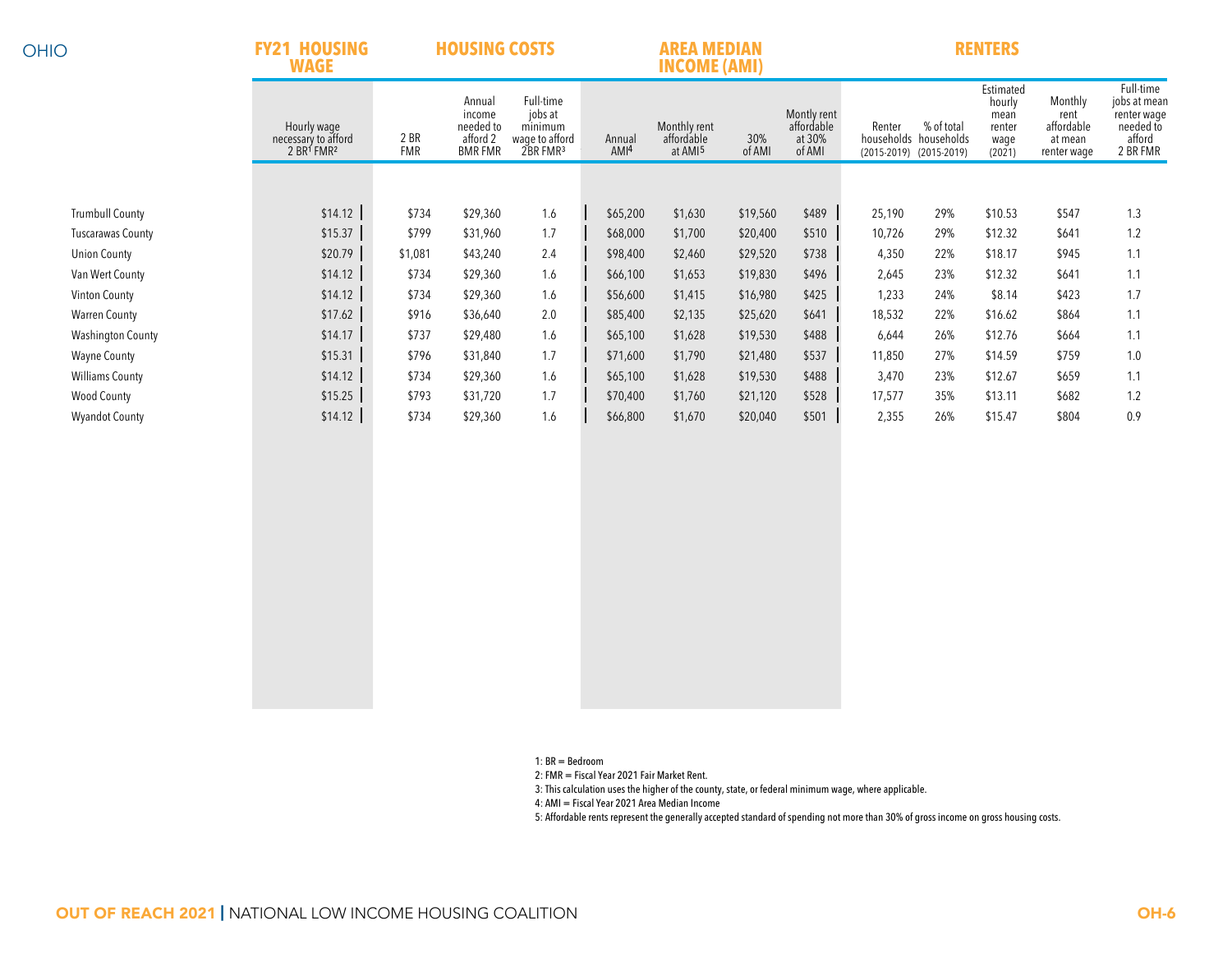OHIO

| | FY21 HOUSING WAGE | HOUSING COSTS | | | AREA MEDIAN INCOME (AMI) | | | | RENTERS | | | | |
|---|---|---|---|---|---|---|---|---|---|---|---|---|---|
| | Hourly wage necessary to afford 2 BR[1] FMR[2] | 2 BR FMR | Annual income needed to afford 2 BMR FMR | Full-time jobs at minimum wage to afford 2BR FMR[3] | Annual AMI[4] | Monthly rent affordable at AMI[5] | 30% of AMI | Montly rent affordable at 30% of AMI | Renter households (2015-2019) | % of total households (2015-2019) | Estimated hourly mean renter wage (2021) | Monthly rent affordable at mean renter wage | Full-time jobs at mean renter wage needed to afford 2 BR FMR |
| Trumbull County | $14.12 | $734 | $29,360 | 1.6 | $65,200 | $1,630 | $19,560 | $489 | 25,190 | 29% | $10.53 | $547 | 1.3 |
| Tuscarawas County | $15.37 | $799 | $31,960 | 1.7 | $68,000 | $1,700 | $20,400 | $510 | 10,726 | 29% | $12.32 | $641 | 1.2 |
| Union County | $20.79 | $1,081 | $43,240 | 2.4 | $98,400 | $2,460 | $29,520 | $738 | 4,350 | 22% | $18.17 | $945 | 1.1 |
| Van Wert County | $14.12 | $734 | $29,360 | 1.6 | $66,100 | $1,653 | $19,830 | $496 | 2,645 | 23% | $12.32 | $641 | 1.1 |
| Vinton County | $14.12 | $734 | $29,360 | 1.6 | $56,600 | $1,415 | $16,980 | $425 | 1,233 | 24% | $8.14 | $423 | 1.7 |
| Warren County | $17.62 | $916 | $36,640 | 2.0 | $85,400 | $2,135 | $25,620 | $641 | 18,532 | 22% | $16.62 | $864 | 1.1 |
| Washington County | $14.17 | $737 | $29,480 | 1.6 | $65,100 | $1,628 | $19,530 | $488 | 6,644 | 26% | $12.76 | $664 | 1.1 |
| Wayne County | $15.31 | $796 | $31,840 | 1.7 | $71,600 | $1,790 | $21,480 | $537 | 11,850 | 27% | $14.59 | $759 | 1.0 |
| Williams County | $14.12 | $734 | $29,360 | 1.6 | $65,100 | $1,628 | $19,530 | $488 | 3,470 | 23% | $12.67 | $659 | 1.1 |
| Wood County | $15.25 | $793 | $31,720 | 1.7 | $70,400 | $1,760 | $21,120 | $528 | 17,577 | 35% | $13.11 | $682 | 1.2 |
| Wyandot County | $14.12 | $734 | $29,360 | 1.6 | $66,800 | $1,670 | $20,040 | $501 | 2,355 | 26% | $15.47 | $804 | 0.9 |

1: BR = Bedroom

2: FMR = Fiscal Year 2021 Fair Market Rent.

3: This calculation uses the higher of the county, state, or federal minimum wage, where applicable.

4: AMI = Fiscal Year 2021 Area Median Income

5: Affordable rents represent the generally accepted standard of spending not more than 30% of gross income on gross housing costs.